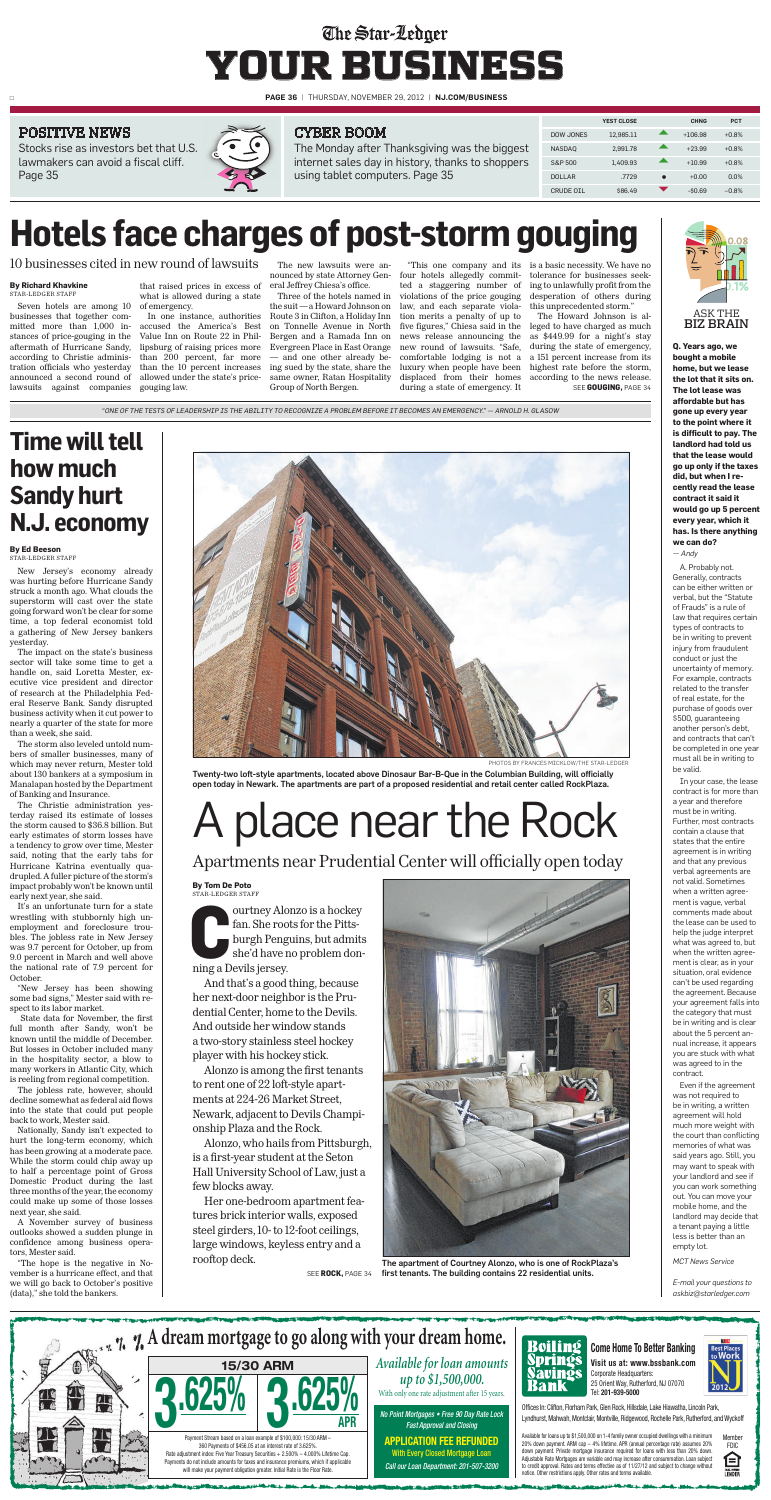# The Star-Ledger YOUR BUSINESS

THURSDAY, NOVEMBER 29, 2012 | NJ.COM/BUSINESS

**POSITIVE NEWS**

Stocks rise as investors bet that U.S. lawmakers can avoid a fiscal cliff. Page 35

**CYBER BOOM**

The Monday after Thanksgiving was the biggest internet sales day in history, thanks to shoppers using tablet computers. Page 35

| | YEST CLOSE | CHNG | PCT |
|---|---|---|---|
| DOW JONES | 12,985.11 | +106.98 | +0.8% |
| NASDAQ | 2,991.78 | +23.99 | +0.8% |
| S&P 500 | 1,409.93 | +10.99 | +0.8% |
| DOLLAR | .7729 | +0.00 | 0.0% |
| CRUDE OIL | $86.49 | -$0.69 | -0.8% |

# Hotels face charges of post-storm gouging

## 10 businesses cited in new round of lawsuits

**By Richard Khavkine**
STAR-LEDGER STAFF

Seven hotels are among 10 businesses that together committed more than 1,000 instances of price-gouging in the aftermath of Hurricane Sandy, according to Christie administration officials who yesterday announced a second round of lawsuits against companies that raised prices in excess of what is allowed during a state of emergency.

In one instance, authorities accused the America's Best Value Inn on Route 22 in Phillipsburg of raising prices more than 200 percent, far more than the 10 percent increases allowed under the state's price-gouging law.

The new lawsuits were announced by state Attorney General Jeffrey Chiesa's office.

Three of the hotels named in the suit — a Howard Johnson on Route 3 in Clifton, a Holiday Inn on Tonnelle Avenue in North Bergen and a Ramada Inn on Evergreen Place in East Orange — and one other already being sued by the state, share the same owner, Ratan Hospitality Group of North Bergen.

"This one company and its four hotels allegedly committed a staggering number of violations of the price gouging law, and each separate violation merits a penalty of up to five figures," Chiesa said in the news release announcing the new round of lawsuits. "Safe, comfortable lodging is not a luxury when people have been displaced from their homes during a state of emergency. It is a basic necessity. We have no tolerance for businesses seeking to unlawfully profit from the desperation of others during this unprecedented storm."

The Howard Johnson is alleged to have charged as much as $449.99 for a night's stay during the state of emergency, a 151 percent increase from its highest rate before the storm, according to the news release.

SEE **GOUGING**, PAGE 34

"ONE OF THE TESTS OF LEADERSHIP IS THE ABILITY TO RECOGNIZE A PROBLEM BEFORE IT BECOMES AN EMERGENCY." — ARNOLD H. GLASOW

# Time will tell how much Sandy hurt N.J. economy

**By Ed Beeson**
STAR-LEDGER STAFF

New Jersey's economy already was hurting before Hurricane Sandy struck a month ago. What clouds the superstorm will cast over the state going forward won't be clear for some time, a top federal economist told a gathering of New Jersey bankers yesterday.

The impact on the state's business sector will take some time to get a handle on, said Loretta Mester, executive vice president and director of research at the Philadelphia Federal Reserve Bank. Sandy disrupted business activity when it cut power to nearly a quarter of the state for more than a week, she said.

The storm also leveled untold numbers of smaller businesses, many of which may never return, Mester told about 130 bankers at a symposium in Manalapan hosted by the Department of Banking and Insurance.

The Christie administration yesterday raised its estimate of losses the storm caused to $36.8 billion. But early estimates of storm losses have a tendency to grow over time, Mester said, noting that the early tabs for Hurricane Katrina eventually quadrupled. A fuller picture of the storm's impact probably won't be known until early next year, she said.

It's an unfortunate turn for a state wrestling with stubbornly high unemployment and foreclosure troubles. The jobless rate in New Jersey was 9.7 percent for October, up from 9.0 percent in March and well above the national rate of 7.9 percent for October.

"New Jersey has been showing some bad signs," Mester said with respect to its labor market.

State data for November, the first full month after Sandy, won't be known until the middle of December. But losses in October included many in the hospitality sector, a blow to many workers in Atlantic City, which is reeling from regional competition.

The jobless rate, however, should decline somewhat as federal aid flows into the state that could put people back to work, Mester said.

Nationally, Sandy isn't expected to hurt the long-term economy, which has been growing at a moderate pace. While the storm could chip away up to half a percentage point of Gross Domestic Product during the last three months of the year, the economy could make up some of those losses next year, she said.

A November survey of business outlooks showed a sudden plunge in confidence among business operators, Mester said.

"The hope is the negative in November is a hurricane effect, and that we will go back to October's positive (data)," she told the bankers.

PHOTOS BY FRANCES MICKLOW/THE STAR-LEDGER

Twenty-two loft-style apartments, located above Dinosaur Bar-B-Que in the Columbian Building, will officially open today in Newark. The apartments are part of a proposed residential and retail center called RockPlaza.

# A place near the Rock

## Apartments near Prudential Center will officially open today

**By Tom De Poto**
STAR-LEDGER STAFF

Courtney Alonzo is a hockey fan. She roots for the Pittsburgh Penguins, but admits she'd have no problem donning a Devils jersey.

And that's a good thing, because her next-door neighbor is the Prudential Center, home to the Devils. And outside her window stands a two-story stainless steel hockey player with his hockey stick.

Alonzo is among the first tenants to rent one of 22 loft-style apartments at 224-26 Market Street, Newark, adjacent to Devils Championship Plaza and the Rock.

Alonzo, who hails from Pittsburgh, is a first-year student at the Seton Hall University School of Law, just a few blocks away.

Her one-bedroom apartment features brick interior walls, exposed steel girders, 10- to 12-foot ceilings, large windows, keyless entry and a rooftop deck.

SEE **ROCK**, PAGE 34

The apartment of Courtney Alonzo, who is one of RockPlaza's first tenants. The building contains 22 residential units.

**ASK THE BIZ BRAIN**

**Q. Years ago, we bought a mobile home, but we lease the lot that it sits on. The lot lease was affordable but has gone up every year to the point where it is difficult to pay. The landlord had told us that the lease would go up only if the taxes did, but when I recently read the lease contract it said it would go up 5 percent every year, which it has. Is there anything we can do?**

*— Andy*

A. Probably not. Generally, contracts can be either written or verbal, but the "Statute of Frauds" is a rule of law that requires certain types of contracts to be in writing to prevent injury from fraudulent conduct or just the uncertainty of memory. For example, contracts related to the transfer of real estate, for the purchase of goods over $500, guaranteeing another person's debt, and contracts that can't be completed in one year must all be in writing to be valid.

In your case, the lease contract is for more than a year and therefore must be in writing. Further, most contracts contain a clause that states that the entire agreement is in writing and that any previous verbal agreements are not valid. Sometimes when a written agreement is vague, verbal comments made about the lease can be used to help the judge interpret what was agreed to, but when the written agreement is clear, as in your situation, oral evidence can't be used regarding the agreement. Because your agreement falls into the category that must be in writing and is clear about the 5 percent annual increase, it appears you are stuck with what was agreed to in the contract.

Even if the agreement was not required to be in writing, a written agreement will hold much more weight with the court than conflicting memories of what was said years ago. Still, you may want to speak with your landlord and see if you can work something out. You can move your mobile home, and the landlord may decide that a tenant paying a little less is better than an empty lot.

*MCT News Service*

*E-mail your questions to askbiz@starledger.com*

**A dream mortgage to go along with your dream home.**

**15/30 ARM**

**3.625% | 3.625% APR**

Payment Stream based on a loan example of $100,000: 15/30 ARM – 360 Payments of $456.05 at an interest rate of 3.625%. Rate adjustment index: Five Year Treasury Securities + 2.500% – 4.000% Lifetime Cap. Payments do not include amounts for taxes and insurance premiums, which if applicable will make your payment obligation greater. Initial Rate is the Floor Rate.

*Available for loan amounts up to $1,500,000.*
With only one rate adjustment after 15 years.

*No Point Mortgages • Free 90 Day Rate Lock*
*Fast Approval and Closing*

**APPLICATION FEE REFUNDED**
With Every Closed Mortgage Loan
*Call our Loan Department: 201-507-3200*

**Boiling Springs Savings Bank**

**Come Home To Better Banking**
**Visit us at: www.bssbank.com**
Corporate Headquarters:
25 Orient Way, Rutherford, NJ 07070
Tel: **201-939-5000**

Best Places to Work NJ 2012

Offices In: Clifton, Florham Park, Glen Rock, Hillsdale, Lake Hiawatha, Lincoln Park, Lyndhurst, Mahwah, Montclair, Montville, Ridgewood, Rochelle Park, Rutherford, and Wyckoff

Available for loans up to $1,500,000 on 1-4 family owner occupied dwellings with a minimum 20% down payment. ARM cap – 4% lifetime. APR (annual percentage rate) assumes 20% down payment. Private mortgage insurance required for loans with less than 20% down. Adjustable Rate Mortgages are variable and may increase after consummation. Loan subject to credit approval. Rates and terms effective as of 11/27/12 and subject to change without notice. Other restrictions apply. Other rates and terms available.

Member FDIC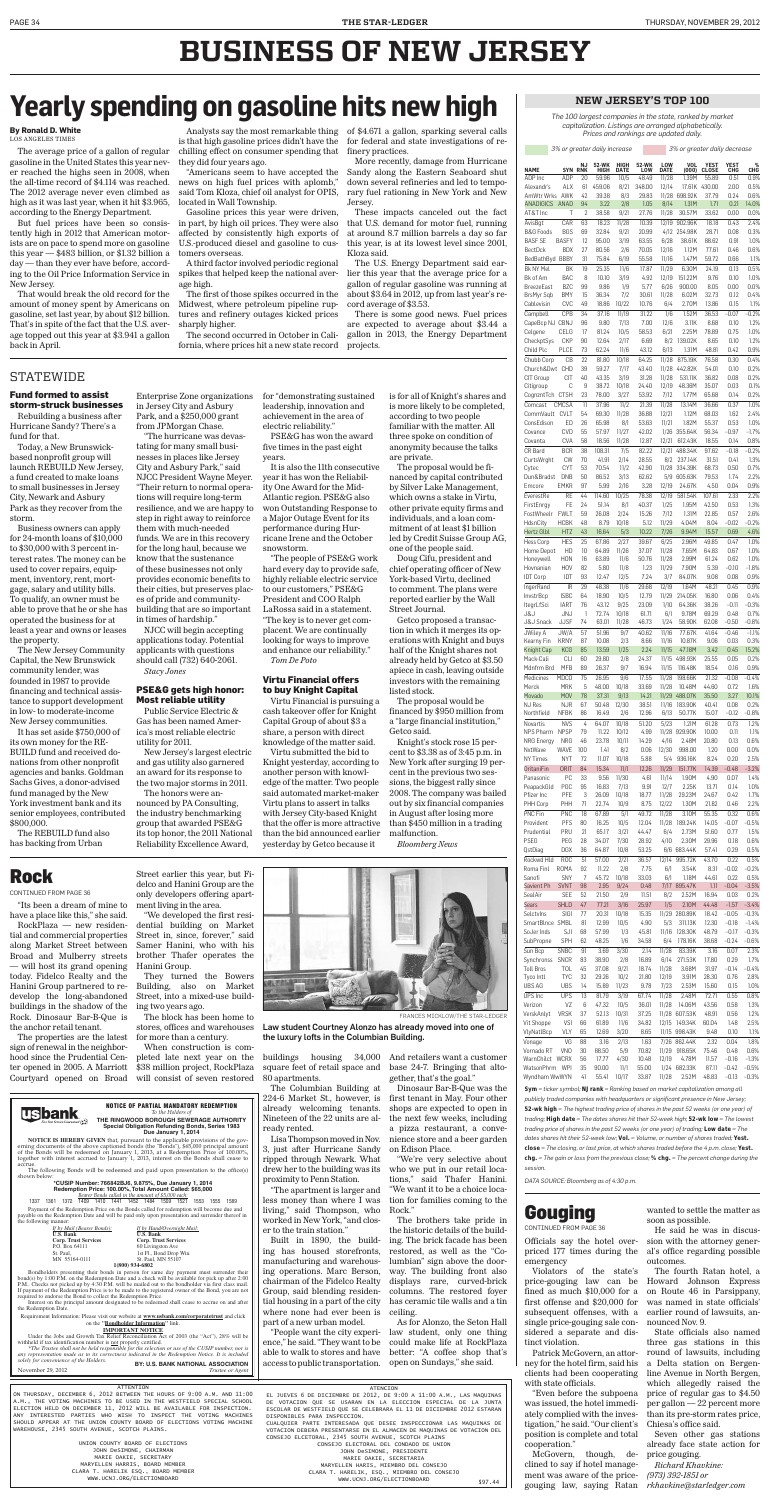# BUSINESS OF NEW JERSEY

# Yearly spending on gasoline hits new high

**By Ronald D. White**
LOS ANGELES TIMES

The average price of a gallon of regular gasoline in the United States this year never reached the highs seen in 2008, when the all-time record of $4.114 was reached. The 2012 average never even climbed as high as it was last year, when it hit $3.53, according to the Energy Department.

But fuel prices have been so consistently high in 2012 that American motorists are on pace to spend more on gasoline this year — $483 billion, or $1.32 billion a day — than they ever have before, according to the Oil Price Information Service in New Jersey.

That would break the old record for the amount of money spent by Americans on gasoline, set last year, by about $12 billion. That's in spite of the fact that the U.S. average typed out this year at $3.941 a gallon back in April.

Analysts say the most remarkable thing is that high gasoline prices didn't have the chilling effect on consumer spending that they did four years ago.

"Americans seem to have accepted the news on high fuel prices with aplomb," said Tom Kloza, chief oil analyst for OPIS, located in Wall Township.

Gasoline prices this year were driven, in part, by high oil prices. They were also affected by consistently high exports of U.S.-produced diesel and gasoline to customers overseas.

A third factor involved periodic regional spikes that helped keep the national average high.

The first of those spikes occurred in the Midwest, where petroleum pipeline ruptures and refinery outages kicked prices sharply higher.

The second occurred in October in California, where prices hit a new state record of $4.671 a gallon, sparking several calls for federal and state investigations of refinery practices.

More recently, damage from Hurricane Sandy along the Eastern Seaboard shut down several refineries and led to temporary fuel rationing in New York and New Jersey.

These impacts canceled out the fact that U.S. demand for motor fuel, running at around 8.7 million barrels a day so far this year, is at its lowest level since 2001, Kloza said.

The U.S. Energy Department said earlier this year that the average price for a gallon of regular gasoline was running at about $3.64 in 2012, up from last year's record average of $3.53.

There is some good news. Fuel prices are expected to average about $3.44 a gallon in 2013, the Energy Department projects.

## STATEWIDE

### Fund formed to assist storm-struck businesses

Rebuilding a business after Hurricane Sandy? There's a fund for that.

Today, a New Brunswick-based nonprofit group will launch REBUILD New Jersey, a fund created to make loans to small businesses in Jersey City, Newark and Asbury Park as they recover from the storm.

Business owners can apply for 24-month loans of $10,000 to $30,000 with 3 percent interest rates. The money can be used to cover repairs, equipment, inventory, rent, mortgage, salary and utility bills. To qualify, an owner must be able to prove that he or she has operated the business for at least a year and owns or leases the property.

The New Jersey Community Capital, the New Brunswick community lender, was founded in 1987 to provide financing and technical assistance to support development in low- to moderate-income New Jersey communities.

It has set aside $750,000 of its own money for the REBUILD fund and received donations from other nonprofit agencies and banks. Goldman Sachs Gives, a donor-advised fund managed by the New York investment bank and its senior employees, contributed $800,000.

The REBUILD fund also has backing from Urban Enterprise Zone organizations in Jersey City and Asbury Park, and a $250,000 grant from JPMorgan Chase.

"The hurricane was devastating for many small businesses in places like Jersey City and Asbury Park," said NJCC President Wayne Meyer. "Their return to normal operations will require long-term relationships, and we are happy to step in right away to reinforce them with much-needed funds. We are in this recovery for the long haul, because we know that the sustenance of these businesses not only provides economic benefits to their cities, but preserves places of pride and community-building that are so important in times of hardship."

NJCC will begin accepting applications today. Potential applicants with questions should call (732) 640-2061.

*Stacy Jones*

### PSE&G gets high honor: Most reliable utility

Public Service Electric & Gas has been named America's most reliable electric utility for 2011.

New Jersey's largest electric and gas utility also garnered an award for its response to the two major storms in 2011.

The honors were announced by PA Consulting, the industry benchmarking group that awarded PSE&G its top honor, the 2011 National Reliability Excellence Award, for "demonstrating sustained leadership, innovation and achievement in the area of electric reliability."

PSE&G has won the award five times in the past eight years.

It also the 11th consecutive year it has won the Reliability One Award for the Mid-Atlantic region. PSE&G also won Outstanding Response to a Major Outage Event for its performance during Hurricane Irene and the October snowstorm.

"The people of PSE&G work hard every day to provide safe, highly reliable electric service to our customers," PSE&G President and COO Ralph LaRossa said in a statement. "The key is to never get complacent. We are continually looking for ways to improve and enhance our reliability."

*Tom De Poto*

### Virtu Financial offers to buy Knight Capital

Virtu Financial is pursuing a cash takeover offer for Knight Capital Group of about $3 a share, a person with direct knowledge of the matter said.

Virtu submitted the bid to Knight yesterday, according to another person with knowledge of the matter. Two people said automated market-maker Virtu plans to assert in talks with Jersey City-based Knight that the offer is more attractive than the bid announced earlier yesterday by Getco because it is for all of Knight's shares and is more likely to be completed, according to two people familiar with the matter. All three spoke on condition of anonymity because the talks are private.

The proposal would be financed by capital contributed by Silver Lake Management, which owns a stake in Virtu, other private equity firms and individuals, and a loan commitment of at least $1 billion by Credit Suisse Group AG, one of the people said.

Doug Cifu, president and chief operating officer of New York-based Virtu, declined to comment. The plans were reported earlier by the Wall Street Journal.

Getco proposed a transaction in which it merges its operations with Knight and buys half of the Knight shares not already held by Getco at $3.50 apiece in cash, leaving outside investors with the remaining listed stock.

The proposal would be financed by $950 million from a "large financial institution," Getco said.

Knight's stock rose 15 percent to $3.38 as of 3:45 p.m. in New York after surging 19 percent in the previous two sessions, the biggest rally since 2008. The company was bailed out by six financial companies in August after losing more than $450 million in a trading malfunction.

*Bloomberg News*

## NEW JERSEY'S TOP 100

*The 100 largest companies in the state, ranked by market capitalization. Listings are arranged alphabetically. Prices and rankings are updated daily.*

3% or greater daily increase — 3% or greater daily decrease

| NAME | SYM | NJ RNK | 52-WK HIGH | HIGH DATE | 52-WK LOW | LOW DATE | VOL (000) | YEST CLOSE | YEST CHG | % CHG |
|---|---|---|---|---|---|---|---|---|---|---|
| ADP Inc | ADP | 20 | 88.49 | 11/26 | 68.40 | 11/28 | 1.38M | 85.89 | 0.13 | 0.15% |
| Alexandr's | ALX | 61 | 459.06 | 8/21 | 348.00 | 12/14 | 17.81K | 430.00 | 2.00 | 0.5% |
| AmWtr Wrks | AWK | 42 | 59.38 | 8/8 | 29.83 | 11/28 | 885.10K | 57.79 | 0.24 | 0.6% |
| ANADIGICS | ANAD | 94 | 3.22 | 2/8 | 1.05 | 8/14 | 1.31M | 1.71 | 0.21 | 14.0% |
| AT&T Inc | T | 2 | 38.58 | 8/21 | 27.76 | 11/28 | 30.57M | 33.62 | 0.00 | 0.0% |
| AvisBgt | CAR | 83 | 18.23 | 11/28 | 10.89 | 12/18 | 182.86K | 18.18 | 0.43 | 2.4% |
| B&G Foods | BGS | 69 | 32.84 | 9/21 | 20.89 | 4/12 | 254.98K | 28.71 | 0.08 | 0.3% |
| BASF SE | BASFY | 12 | 65.00 | 3/19 | 63.55 | 8/28 | 38.61K | 88.62 | 0.11 | 1.0% |
| BectDck | BDX | 27 | 80.56 | 2/6 | 70.05 | 12/8 | 1.12M | 77.61 | 0.44 | 0.6% |
| BedBathByd | BBBY | 31 | 75.84 | 6/19 | 55.58 | 11/16 | 1.47M | 59.72 | 0.66 | 1.1% |
| Bk NY Mel | BK | 19 | 25.35 | 11/6 | 17.87 | 11/29 | 6.30M | 24.39 | 0.13 | 0.5% |
| Blk of Am | BAC | 8 | 10.10 | 3/19 | 4.92 | 12/18 | 113.22M | 9.76 | 0.10 | 1.0% |
| BreezeEast | BZC | 99 | 9.86 | 1/9 | 5.77 | 6/26 | 900.00 | 8.05 | 0.00 | 0.0% |
| BrsMyr Sqb | BMY | 15 | 36.34 | 7/2 | 30.61 | 11/28 | 6.03M | 32.73 | 0.12 | 0.4% |
| Cablevisn | CVC | 49 | 18.86 | 10/22 | 10.76 | 6/4 | 2.70M | 13.86 | 0.15 | 1.1% |
| Campbell | CPB | 34 | 37.16 | 11/19 | 31.22 | 1/8 | 1.52M | 36.53 | -0.07 | -0.2% |
| CapeBcp NJ | CBNJ | 96 | 9.80 | 7/13 | 7.00 | 12/6 | 3.11K | 8.68 | 0.10 | 1.2% |
| Celgene | CELG | 17 | 81.24 | 10/5 | 58.53 | 6/21 | 2.25M | 78.89 | 0.75 | 1.0% |
| ChecknSys | CKP | 90 | 12.64 | 2/17 | 6.69 | 8/2 | 139.02K | 8.65 | 0.10 | 1.2% |
| Child Plc | PLCE | 73 | 62.24 | 11/6 | 43.12 | 6/13 | 1.31M | 48.81 | 0.42 | 0.9% |
| Chubb Corp | CB | 22 | 81.80 | 10/18 | 64.25 | 11/28 | 875.39K | 76.58 | 0.30 | 0.4% |
| Church&Dwt | CHD | 39 | 59.27 | 7/17 | 43.40 | 11/28 | 442.82K | 54.01 | 0.10 | 0.2% |
| CIT Group | CIT | 40 | 43.35 | 3/19 | 32.28 | 11/28 | 531.51K | 38.62 | 0.08 | 0.2% |
| Citigroup | C | 9 | 38.72 | 10/18 | 24.40 | 12/19 | 48.36M | 35.07 | 0.03 | 0.1% |
| CognzntTch | CTSH | 23 | 78.00 | 3/27 | 53.82 | 7/12 | 1.72M | 65.58 | 0.14 | 0.2% |
| Comcast | CMCSA | 1 | 37.96 | 11/2 | 27.39 | 11/28 | 13.74M | 36.66 | 0.37 | 1.0% |
| CommVault | CVLT | 54 | 69.30 | 11/28 | 38.88 | 12/21 | 1.12M | 68.03 | 1.63 | 2.4% |
| ConsEdison | ED | 26 | 65.98 | 8/1 | 53.83 | 11/21 | 1.82M | 55.37 | 0.53 | 1.0% |
| Covance | CVD | 50 | 57.87 | 11/27 | 42.02 | 1/26 | 355.84K | 56.34 | -0.97 | -1.7% |
| Covanta | CVA | 58 | 18.56 | 11/28 | 12.87 | 12/21 | 812.43K | 18.55 | 0.14 | 0.8% |
| CR Bard | BCR | 38 | 108.31 | 7/5 | 82.22 | 12/21 | 488.34K | 97.62 | -0.18 | -0.2% |
| CurtsWrght | CW | 70 | 41.80 | 2/14 | 28.55 | 8/2 | 237.14K | 31.51 | 0.41 | 1.3% |
| Cytec | CYT | 53 | 70.54 | 11/2 | 42.90 | 11/28 | 334.39K | 68.73 | 0.50 | 0.7% |
| Dun&Bradst | DNB | 50 | 86.52 | 3/13 | 62.62 | 5/9 | 605.63K | 79.53 | 1.74 | 2.2% |
| Emerson | EMR | 97 | 5.99 | 2/16 | 3.28 | 12/29 | 24.87K | 4.50 | 0.14 | 3.0% |
| EvrestRe | RE | 44 | 114.60 | 10/25 | 78.38 | 12/19 | 581.54K | 107.61 | 2.33 | 2.2% |
| FirstEnrgy | FE | 24 | 51.14 | 8/1 | 40.37 | 12/5 | 1.85M | 42.50 | 0.53 | 1.3% |
| FostrWhlr | FWLT | 59 | 26.08 | 2/14 | 15.36 | 7/12 | 1.33M | 22.85 | 0.57 | 2.6% |
| HdsnCity | HCBK | 48 | 8.79 | 10/18 | 5.12 | 11/29 | 4.04M | 8.04 | -0.02 | -0.2% |
| HertzGlbl | HTZ | 43 | 16.84 | 5/3 | 10.22 | 7/26 | 9.96M | 15.57 | 0.69 | 4.6% |
| Hess Corp | HES | 25 | 57.88 | 2/21 | 38.67 | 6/25 | 2.96M | 49.85 | 0.47 | 1.0% |
| Home Depot | HD | 10 | 64.89 | 11/26 | 37.07 | 11/28 | 7.65M | 64.85 | 0.67 | 1.0% |
| Honeywell | HON | 16 | 63.89 | 11/6 | 50.76 | 11/28 | 2.08M | 61.24 | 0.62 | 1.0% |
| Hovnanian | HOV | 82 | 5.80 | 11/6 | 1.23 | 11/29 | 7.90M | 5.39 | -0.10 | -1.8% |
| IDT Corp | IDT | 93 | 12.47 | 12/5 | 7.24 | 3/7 | 84.07K | 9.08 | 0.08 | 0.9% |
| IngerRand | IR | 29 | 48.18 | 12/4 | 31.88 | 12/19 | 1.56M | 48.21 | 0.45 | 0.9% |
| InvstrBcp | ISBC | 64 | 18.90 | 10/5 | 12.79 | 11/29 | 214.05K | 16.80 | 0.06 | 0.4% |
| ItegrLfSci | IART | 76 | 43.12 | 9/25 | 33.09 | 1/10 | 64.36K | 38.26 | -0.11 | -0.3% |
| J&J | JNJ | 1 | 72.74 | 10/18 | 61.71 | 6/1 | 9.78M | 69.29 | 0.48 | 0.7% |
| J&J Snack | JJSF | 74 | 63.01 | 11/28 | 46.73 | 1/24 | 58.90K | 62.08 | -0.50 | -0.8% |
| JWiley A | JW.A | 57 | 51.96 | 1/7 | 40.62 | 11/16 | 77.67K | 41.64 | -0.46 | -1.1% |
| Kearny Fin | KRNY | 87 | 10.08 | 2/3 | 8.66 | 11/6 | 11.07K | 9.66 | 0.03 | 0.3% |
| Knight Cap | KCG | 85 | 13.59 | 1/25 | 2.24 | 11/15 | 47.18M | 3.42 | 0.45 | 15.2% |
| Mack-Cali | CLI | 60 | 29.80 | 2/8 | 24.37 | 11/15 | 488.03K | 25.55 | 0.05 | 0.2% |
| Mdnthrn Bcl | MFB | 89 | 26.37 | 9/7 | 16.94 | 1/5 | 116.48K | 18.54 | 0.08 | 0.9% |
| Medicines | MDCO | 75 | 26.85 | 9/6 | 17.55 | 11/28 | 198.66K | 21.32 | -0.08 | -0.4% |
| Merck | MRK | 5 | 48.00 | 10/18 | 33.69 | 11/28 | 10.48M | 44.60 | 0.72 | 1.6% |
| Movado | MOV | 79 | 37.31 | 9/13 | 14.21 | 10/29 | 488.07K | 35.50 | 3.27 | 10.1% |
| NJ Res | NJR | 67 | 50.48 | 12/30 | 38.51 | 11/16 | 183.90K | 40.41 | 0.08 | 0.2% |
| NorthfldB | NFBK | 86 | 16.49 | 2/8 | 12.96 | 6/13 | 50.77K | 15.07 | -0.12 | -0.8% |
| Novartis | NVS | 4 | 64.07 | 10/18 | 51.20 | 5/23 | 1.21M | 61.28 | 0.73 | 1.2% |
| NPS Pharm | NPSP | 79 | 11.22 | 10/12 | 4.90 | 11/28 | 509.90K | 10.00 | 0.11 | 1.1% |
| NRG Energy | NRG | 46 | 23.78 | 10/1 | 14.29 | 4/6 | 2.48M | 20.80 | 0.13 | 0.6% |
| NetWave | WAVE | 100 | 1.41 | 8/2 | 0.06 | 12/30 | 998.00 | 1.20 | 0.00 | 0.0% |
| NY Times | NYT | 72 | 11.07 | 10/18 | 5.88 | 5/4 | 936.15K | 8.24 | 0.20 | 2.5% |
| OrientFin | OFG | 84 | 15.34 | 10/1 | 12.26 | 11/29 | 151.77K | 14.39 | -0.48 | -3.2% |
| Panasonic | PC | 33 | 9.56 | 11/30 | 4.61 | 11/14 | 1.90M | 4.90 | 0.07 | 1.4% |
| PeapackGld | PGC | 95 | 16.83 | 7/13 | 9.8 | 12/7 | 2.25K | 13.71 | 0.14 | 1.0% |
| Pfizer Inc | PFE | 3 | 26.09 | 10/18 | 18.77 | 11/29 | 29.03M | 24.67 | 0.42 | 1.7% |
| PHH Corp | PHH | 71 | 22.74 | 10/9 | 8.75 | 12/22 | 1.30M | 21.82 | 0.48 | 2.2% |
| PNC Fin | PNC | 18 | 67.89 | 3/1 | 49.72 | 11/28 | 3.10M | 55.35 | 0.32 | 0.6% |
| Provident | PFS | 80 | 16.25 | 10/5 | 12.04 | 11/28 | 188.34K | 14.05 | -0.07 | -0.5% |
| Prudential | PRU | 21 | 65.17 | 3/21 | 44.47 | 6/4 | 2.73M | 51.60 | 0.77 | 1.5% |
| PSEG | PEG | 28 | 34.07 | 7/30 | 28.92 | 4/10 | 2.30M | 29.96 | 0.18 | 0.6% |
| QstDiag | DGX | 36 | 64.87 | 10/8 | 53.25 | 6/6 | 683.44K | 57.41 | 0.29 | 0.5% |
| Rockwd Hld | ROC | 51 | 57.00 | 2/21 | 36.57 | 12/14 | 995.72K | 43.70 | 0.22 | 0.5% |
| Roma Finl | ROMA | 92 | 11.22 | 2/8 | 7.75 | 6/1 | 3.54K | 8.31 | -0.02 | -0.2% |
| Sanofi | SNY | 7 | 45.72 | 10/18 | 33.03 | 6/1 | 1.18M | 44.61 | 0.22 | 0.5% |
| Savient Ph | SVNT | 98 | 2.85 | 9/24 | 0.48 | 7/17 | 895.47K | 1.11 | -0.04 | -3.5% |
| SealAir | SEE | 52 | 21.50 | 2/9 | 15.13 | 8/2 | 2.53M | 16.94 | 0.03 | 0.2% |
| Sears | SHLD | 47 | 77.21 | 3/16 | 25.97 | 1/5 | 2.10M | 44.48 | -1.57 | -3.4% |
| SelctvIns | SIGI | 77 | 20.31 | 10/16 | 15.35 | 11/29 | 280.89K | 18.42 | -0.05 | -0.3% |
| SmartBlnce | SMBL | 81 | 12.99 | 10/5 | 4.90 | 5/3 | 331.13K | 12.30 | -0.18 | -1.4% |
| SoJrsy Inds | SJI | 68 | 57.99 | 1/3 | 45.81 | 11/16 | 128.30K | 48.79 | -0.17 | -0.3% |
| SubPrpne | SPH | 62 | 48.25 | 1/6 | 34.58 | 6/4 | 718.16K | 38.68 | -0.24 | -0.6% |
| Sun Bcp | SNBC | 91 | 3.88 | 3/30 | 2.74 | 11/28 | 83.31K | 3.10 | 0.07 | 2.3% |
| Synchronss | SNCR | 83 | 38.90 | 2/8 | 16.89 | 6/14 | 271.53K | 17.80 | 0.29 | 1.7% |
| Toll Bros | TOL | 45 | 37.08 | 9/21 | 18.74 | 11/28 | 3.68M | 31.97 | -0.14 | -0.4% |
| Tyco Intl | TYC | 32 | 29.26 | 10/2 | 21.80 | 12/19 | 3.91M | 28.30 | 0.78 | 2.8% |
| UBS AG | UBS | 14 | 15.89 | 11/23 | 9.78 | 7/23 | 2.53M | 15.60 | 0.15 | 1.0% |
| UPS Inc | UPS | 13 | 81.79 | 3/19 | 67.74 | 11/28 | 2.48M | 72.71 | 0.55 | 0.8% |
| Verizon | VZ | 6 | 47.32 | 10/5 | 36.61 | 11/28 | 14.06M | 43.58 | 0.58 | 1.3% |
| VerisAnlyt | VRSK | 37 | 52.13 | 10/31 | 37.25 | 11/28 | 607.53K | 48.91 | 0.56 | 1.2% |
| Vit Shoppe | VSI | 66 | 61.89 | 11/6 | 34.82 | 12/15 | 443.34K | 60.04 | 1.48 | 2.5% |
| VlyNatlBcp | VLY | 65 | 12.69 | 3/20 | 8.95 | 11/5 | 998.44K | 9.48 | 0.10 | 1.1% |
| Vonage | VG | 88 | 3.18 | 2/13 | 1.63 | 7/26 | 862.44K | 2.32 | 0.04 | 1.8% |
| Vornado RT | VNO | 30 | 88.50 | 5/9 | 70.82 | 11/29 | 918.65K | 75.46 | 0.48 | 0.6% |
| WarnChlcl | WCRX | 56 | 17.77 | 4/30 | 10.48 | 12/9 | 4.76M | 15.57 | -0.18 | -1.3% |
| WatsonPhrm | WPI | 35 | 90.00 | 11/1 | 55.00 | 1/24 | 882.33K | 87.11 | 0.42 | 0.5% |
| WyndhamWw | WYN | 41 | 55.41 | 10/17 | 33.87 | 11/28 | 2.21M | 48.83 | -0.13 | -0.3% |

**Sym** = ticker symbol; **NJ rank** = Ranking based on market capitalization among all publicly traded companies with headquarters or significant presence in New Jersey; **52-wk high** = The highest trading price of shares in the past 52 weeks (or one year) of trading; **High date** = The dates shares hit their 52-week high; **52-wk low** = The lowest trading price of shares in the past 52 weeks (or one year) of trading; **Low date** = The dates shares hit their 52-week low; **Vol.** = Volume, or number of shares traded; **Yest. close** = The closing, or last price, at which shares traded before the 4 p.m. close; **Yest. chg.** = The gain or loss from the previous close; **% chg.** = The percent change during the session.

*DATA SOURCE: Bloomberg as of 4:30 p.m.*

# Rock

CONTINUED FROM PAGE 36

"Its been a dream of mine to have a place like this," she said.

RockPlaza — new residential and commercial properties along Market Street between Broad and Mulberry streets — will host its grand opening today. Fidelco Realty and the Hanini Group partnered to redevelop the long-abandoned buildings in the shadow of the Rock. Dinosaur Bar-B-Que is the anchor retail tenant.

The properties are the latest sign of renewal in the neighborhood since the Prudential Center opened in 2005. A Marriott Courtyard opened on Broad Street earlier this year, but Fidelco and Hanini Group are the only developers offering apartment living in the area.

"We developed the first residential building on Market Street in, since, forever," said Samer Hanini, who with his brother Thafer operates the Hanini Group.

They turned the Bowers Building, also on Market Street, into a mixed-use building two years ago.

The block has been home to stores, offices and warehouses for more than a century.

When construction is completed late next year on the $38 million project, RockPlaza will consist of seven restored buildings housing 34,000 square feet of retail space and 80 apartments.

The Columbian Building at 224-6 Market St., however, is already welcoming tenants. Nineteen of the 22 units are already rented.

Lisa Thompson moved in Nov. 3, just after Hurricane Sandy ripped through Newark. That drew her to the building was its proximity to Penn Station.

"The apartment is larger and less money than where I was living," said Thompson, who worked in New York, "and closer to the train station."

Built in 1890, the building has housed storefronts, manufacturing and warehousing operations. Marc Berson, chairman of the Fidelco Realty Group, said blending residential housing in a part of the city where none had ever been is part of a new urban model.

"People want the city experience," he said. "They want to be able to walk to stores and have access to public transportation. And retailers want a customer base 24-7. Bringing that altogether, that's the goal."

Dinosaur Bar-B-Que was the first tenant in May. Four other shops are expected to open in the next few weeks, including a pizza restaurant, a convenience store and a beer garden on Edison Place.

"We're very selective about who we put in our retail locations," said Thafer Hanini. "We want it to be a choice location for families coming to the Rock."

The brothers take pride in the historic details of the building. The brick facade has been restored, as well as the "Columbian" sign above the doorway. The building front also displays rare, curved-brick columns. The restored foyer has ceramic tile walls and a tin ceiling.

As for Alonzo, the Seton Hall law student, only one thing could make life at RockPlaza better: "A coffee shop that's open on Sundays," she said.

FRANCES MICKLOW/THE STAR-LEDGER

**Law student Courtney Alonzo has already moved into one of the luxury lofts in the Columbian Building.**

**usbank**

**NOTICE OF PARTIAL MANDATORY REDEMPTION**
*To the Holders of*
**THE RINGWOOD BOROUGH SEWERAGE AUTHORITY**
**Special Obligation Refunding Bonds, Series 1983**
**Due January 1, 2014**

**NOTICE IS HEREBY GIVEN** that, pursuant to the applicable provisions of the governing documents of the above captioned bonds (the "Bonds"), $65,000 principal amount of the Bonds will be redeemed on January 1, 2013, at a Redemption Price of 100.00%, together with interest accrued to January 1, 2013, interest on the Bonds shall cease to accrue.

The following Bonds will be redeemed and paid upon presentation to the office(s) shown below:

**\*CUSIP Number: 766642BJ6, 9.875%, Due January 1, 2014**
**Redemption Price: 100.00%, Total Amount Called: $65,000**
*Bond Numbers Called in the Amount of $5,000 each*
1337 1361 1372 1410 1413 1441 1452 1494 1503 1537 1553 1555 1589

Payment of the Redemption Price on the Bonds called for redemption will become due and payable on the Redemption Date and will be paid only upon presentation and surrender thereof in the following manner:

| *If by Mail (Bearer Bonds):* | *If by Hand/Overnight Mail:* |
|---|---|
| U.S. Bank | U.S. Bank |
| Corp. Trust Services | Corp. Trust Services |
| P.O. Box 64111 | 60 Livingston Ave. |
| St. Paul, | 1st Fl., Bond Drop Win |
| MN 55164-0111 | St. Paul, MN 55107 |

**1(800) 934-6802**

Bondholders presenting their bonds in person for same day payment must surrender their bond(s) by 1:00 P.M. on the Redemption Date and a check will be available for pick up after 2:00 P.M. Checks not picked up by 4:30 P.M. will be mailed out to the bondholder via first class mail. If payment of the Redemption Price is to be made to the registered owner of the Bond, you are not required to endorse the Bond to collect the Redemption Price.

Interest on the principal amount designated to be redeemed shall cease to accrue on and after the Redemption Date.

Requirement Information: Please visit our website at **www.usbank.com/corporatetrust** and click on the "**Bondholder Information**" link.

**IMPORTANT NOTICE**

Under the Jobs and Growth Tax Relief Reconciliation Act of 2003 (the "Act"), 28% will be withheld if tax identification number is not properly certified.

*\*The Trustee shall not be held responsible for the selection or use of the CUSIP number, nor is any representation made as to its correctness indicated in the Redemption Notice. It is included solely for the convenience of the Holders.*

**BY: U.S. BANK NATIONAL ASSOCIATION**
*Trustee or Agent*

November 29, 2012

ATTENTION
ON THURSDAY, DECEMBER 6, 2012 BETWEEN THE HOURS OF 9:00 A.M. AND 11:00 A.M., THE VOTING MACHINES TO BE USED IN THE WESTFIELD SPECIAL SCHOOL ELECTION HELD ON DECEMBER 11, 2012 WILL BE AVAILABLE FOR INSPECTION. ANY INTERESTED PARTIES WHO WISH TO INSPECT THE VOTING MACHINES SHOULD APPEAR AT THE UNION COUNTY BOARD OF ELECTIONS VOTING MACHINE WAREHOUSE, 2345 SOUTH AVENUE, SCOTCH PLAINS.

UNION COUNTY BOARD OF ELECTIONS
JOHN DWSIMONE, CHAIRMAN
MARIE DAKIE, SECRETARY
MARYELLEN HARRIS, BOARD MEMBER
CLARA T. HARELIK ESQ., BOARD MEMBER
WWW.UCNJ.ORG/ELECTIONBOARD

ATENCION
EL JUEVES 6 DE DICIEMBRE DE 2012, DE 9:00 A 11:00 A.M., LAS MAQUINAS DE VOTACION QUE SE USARAN EN LA ELECCION ESPECIAL DE LA JUNTA ESCOLAR DE WESTFIELD QUE SE CELEBRARA EL 11 DE DICIEMBRE 2012 ESTARAN DISPONIBLES PARA INSPECCION. CUALQUIER PARTE INTERESADA QUE DESEE INSPECCIONAR LAS MAQUINAS DE VOTACION DEBERA PRESENTARSE EN EL ALMACEN DE MAQUINAS DE VOTACION DEL CONSEJO ELECTORAL, 2345 SOUTH AVENUE, SCOTCH PLAINS

CONSEJO ELECTORAL DEL CONDADO DE UNION
JOHN DWSIMONE, PRESIDENTE
MARIE DAKIE, SECRETARIA
MARYELLEN HARRIS, MIEMBRO DEL CONSEJO
CLARA T. HARELIK, ESQ., MIEMBRO DEL CONSEJO
WWW.UCNJ.ORG/ELECTIONBOARD

$97.44

# Gouging

CONTINUED FROM PAGE 36

Officials say the hotel overpriced 177 times during the emergency.

Violators of the state's price-gouging law can be fined as much $10,000 for a first offense and $20,000 for subsequent offenses, with a single price-gouging sale considered a separate and distinct violation.

Patrick McGovern, an attorney for the hotel firm, said his clients had been cooperating with state officials.

"Even before the subpoena was issued, the hotel immediately complied with the investigation," he said. "Our client's position is complete and total cooperation."

McGovern, though, declined to say if hotel management was aware of the price-gouging law, saying Ratan wanted to settle the matter as soon as possible.

He said he was in discussion with the attorney general's office regarding possible outcomes.

The fourth Ratan hotel, a Howard Johnson Express on Route 46 in Parsippany, was named in state officials' earlier round of lawsuits, announced Nov. 9.

State officials also named three gas stations in this round of lawsuits, including a Delta station on Bergenline Avenue in North Bergen, which allegedly raised the price of regular gas to $4.50 per gallon — 22 percent more than its pre-storm rates price, Chiesa's office said.

Seven other gas stations already face state action for price gouging.

*Richard Khavkine: (973) 392-1851 or rkhavkine@starledger.com*